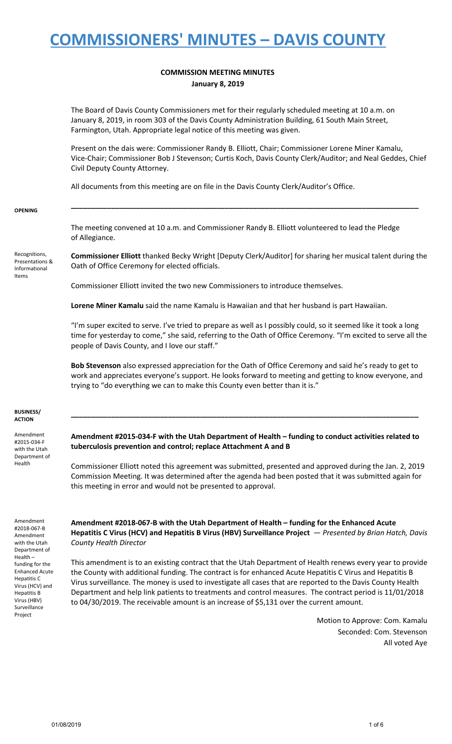# COMMISSIONERS' MINUTES – DAVIS COUNTY

## COMMISSION MEETING MINUTES
**January 8, 2019**

The Board of Davis County Commissioners met for their regularly scheduled meeting at 10 a.m. on January 8, 2019, in room 303 of the Davis County Administration Building, 61 South Main Street, Farmington, Utah. Appropriate legal notice of this meeting was given.

Present on the dais were: Commissioner Randy B. Elliott, Chair; Commissioner Lorene Miner Kamalu, Vice-Chair; Commissioner Bob J Stevenson; Curtis Koch, Davis County Clerk/Auditor; and Neal Geddes, Chief Civil Deputy County Attorney.

All documents from this meeting are on file in the Davis County Clerk/Auditor's Office.

**OPENING**

The meeting convened at 10 a.m. and Commissioner Randy B. Elliott volunteered to lead the Pledge of Allegiance.

*Recognitions, Presentations & Informational Items*

**Commissioner Elliott** thanked Becky Wright [Deputy Clerk/Auditor] for sharing her musical talent during the Oath of Office Ceremony for elected officials.

Commissioner Elliott invited the two new Commissioners to introduce themselves.

**Lorene Miner Kamalu** said the name Kamalu is Hawaiian and that her husband is part Hawaiian.

"I'm super excited to serve. I've tried to prepare as well as I possibly could, so it seemed like it took a long time for yesterday to come," she said, referring to the Oath of Office Ceremony. "I'm excited to serve all the people of Davis County, and I love our staff."

**Bob Stevenson** also expressed appreciation for the Oath of Office Ceremony and said he's ready to get to work and appreciates everyone's support. He looks forward to meeting and getting to know everyone, and trying to "do everything we can to make this County even better than it is."

**BUSINESS/ ACTION**

*Amendment #2015-034-F with the Utah Department of Health*

**Amendment #2015-034-F with the Utah Department of Health – funding to conduct activities related to tuberculosis prevention and control; replace Attachment A and B**

Commissioner Elliott noted this agreement was submitted, presented and approved during the Jan. 2, 2019 Commission Meeting. It was determined after the agenda had been posted that it was submitted again for this meeting in error and would not be presented to approval.

*Amendment #2018-067-B Amendment with the Utah Department of Health – funding for the Enhanced Acute Hepatitis C Virus (HCV) and Hepatitis B Virus (HBV) Surveillance Project*

**Amendment #2018-067-B with the Utah Department of Health – funding for the Enhanced Acute Hepatitis C Virus (HCV) and Hepatitis B Virus (HBV) Surveillance Project** — *Presented by Brian Hatch, Davis County Health Director*

This amendment is to an existing contract that the Utah Department of Health renews every year to provide the County with additional funding. The contract is for enhanced Acute Hepatitis C Virus and Hepatitis B Virus surveillance. The money is used to investigate all cases that are reported to the Davis County Health Department and help link patients to treatments and control measures. The contract period is 11/01/2018 to 04/30/2019. The receivable amount is an increase of $5,131 over the current amount.

Motion to Approve: Com. Kamalu
Seconded: Com. Stevenson
All voted Aye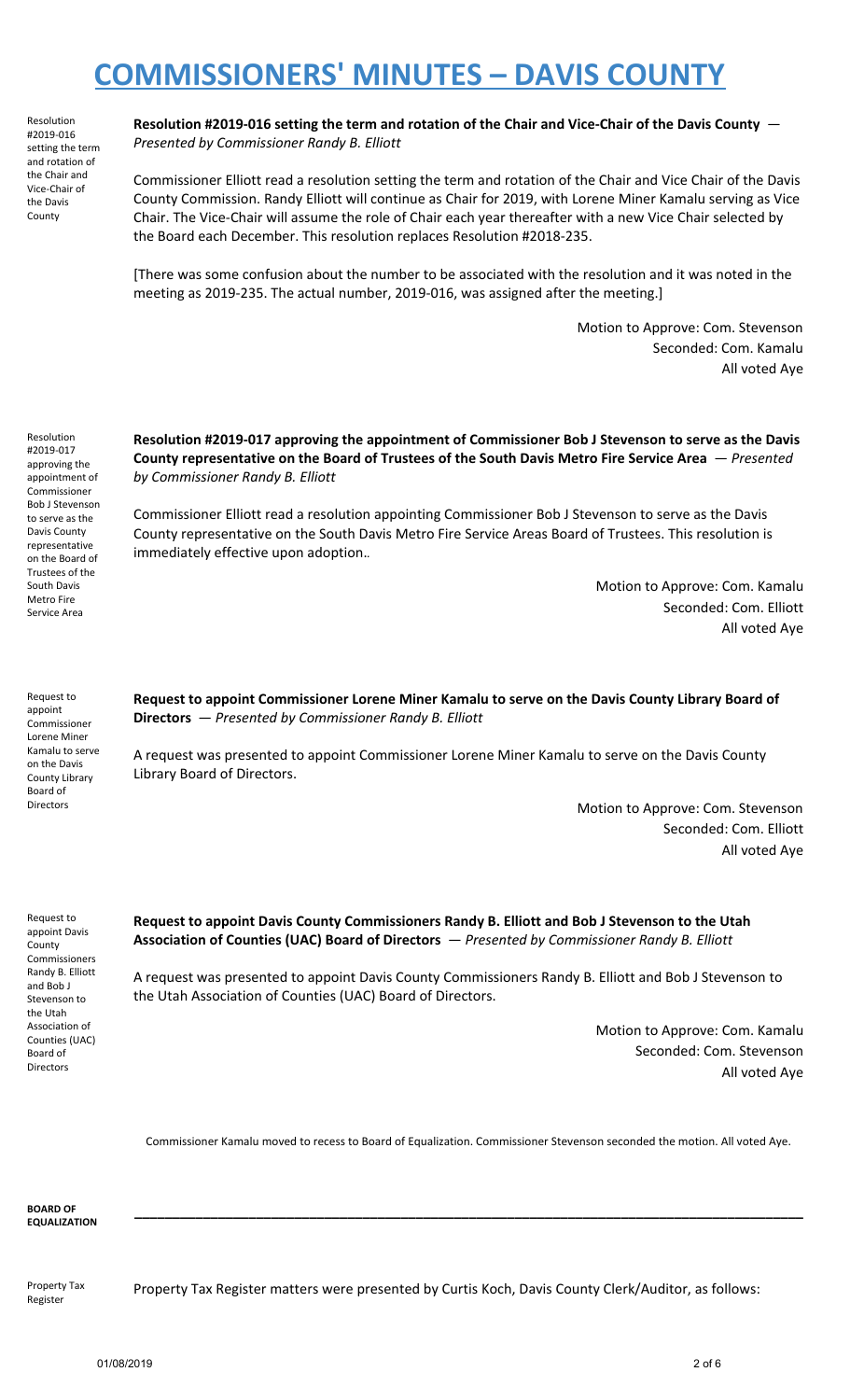# COMMISSIONERS' MINUTES – DAVIS COUNTY

Resolution #2019-016 setting the term and rotation of the Chair and Vice-Chair of the Davis County

**Resolution #2019-016 setting the term and rotation of the Chair and Vice-Chair of the Davis County** — *Presented by Commissioner Randy B. Elliott*

Commissioner Elliott read a resolution setting the term and rotation of the Chair and Vice Chair of the Davis County Commission. Randy Elliott will continue as Chair for 2019, with Lorene Miner Kamalu serving as Vice Chair. The Vice-Chair will assume the role of Chair each year thereafter with a new Vice Chair selected by the Board each December. This resolution replaces Resolution #2018-235.

[There was some confusion about the number to be associated with the resolution and it was noted in the meeting as 2019-235. The actual number, 2019-016, was assigned after the meeting.]

Motion to Approve: Com. Stevenson
Seconded: Com. Kamalu
All voted Aye

Resolution #2019-017 approving the appointment of Commissioner Bob J Stevenson to serve as the Davis County representative on the Board of Trustees of the South Davis Metro Fire Service Area

**Resolution #2019-017 approving the appointment of Commissioner Bob J Stevenson to serve as the Davis County representative on the Board of Trustees of the South Davis Metro Fire Service Area** — *Presented by Commissioner Randy B. Elliott*

Commissioner Elliott read a resolution appointing Commissioner Bob J Stevenson to serve as the Davis County representative on the South Davis Metro Fire Service Areas Board of Trustees. This resolution is immediately effective upon adoption..

Motion to Approve: Com. Kamalu
Seconded: Com. Elliott
All voted Aye

Request to appoint Commissioner Lorene Miner Kamalu to serve on the Davis County Library Board of Directors

**Request to appoint Commissioner Lorene Miner Kamalu to serve on the Davis County Library Board of Directors** — *Presented by Commissioner Randy B. Elliott*

A request was presented to appoint Commissioner Lorene Miner Kamalu to serve on the Davis County Library Board of Directors.

Motion to Approve: Com. Stevenson
Seconded: Com. Elliott
All voted Aye

Request to appoint Davis County Commissioners Randy B. Elliott and Bob J Stevenson to the Utah Association of Counties (UAC) Board of Directors

**Request to appoint Davis County Commissioners Randy B. Elliott and Bob J Stevenson to the Utah Association of Counties (UAC) Board of Directors** — *Presented by Commissioner Randy B. Elliott*

A request was presented to appoint Davis County Commissioners Randy B. Elliott and Bob J Stevenson to the Utah Association of Counties (UAC) Board of Directors.

Motion to Approve: Com. Kamalu
Seconded: Com. Stevenson
All voted Aye

Commissioner Kamalu moved to recess to Board of Equalization. Commissioner Stevenson seconded the motion. All voted Aye.

**BOARD OF EQUALIZATION**

---

Property Tax Register

Property Tax Register matters were presented by Curtis Koch, Davis County Clerk/Auditor, as follows: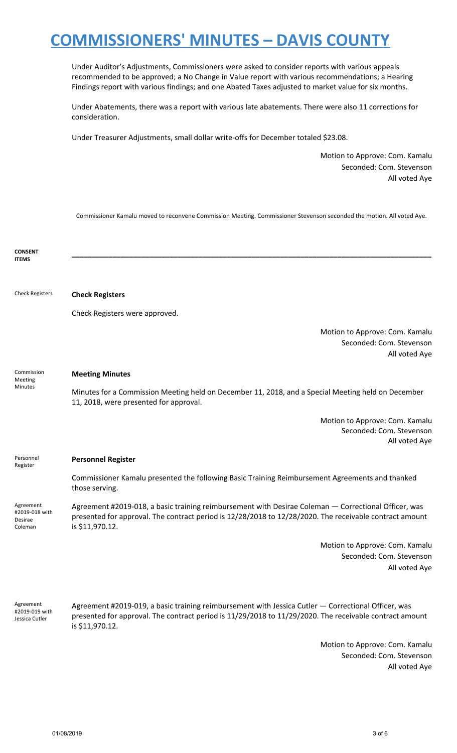# COMMISSIONERS' MINUTES – DAVIS COUNTY

Under Auditor's Adjustments, Commissioners were asked to consider reports with various appeals recommended to be approved; a No Change in Value report with various recommendations; a Hearing Findings report with various findings; and one Abated Taxes adjusted to market value for six months.

Under Abatements, there was a report with various late abatements. There were also 11 corrections for consideration.

Under Treasurer Adjustments, small dollar write-offs for December totaled $23.08.

Motion to Approve: Com. Kamalu
Seconded: Com. Stevenson
All voted Aye

Commissioner Kamalu moved to reconvene Commission Meeting. Commissioner Stevenson seconded the motion. All voted Aye.

**CONSENT ITEMS**

---

Check Registers

**Check Registers**

Check Registers were approved.

Motion to Approve: Com. Kamalu
Seconded: Com. Stevenson
All voted Aye

Commission Meeting Minutes

**Meeting Minutes**

Minutes for a Commission Meeting held on December 11, 2018, and a Special Meeting held on December 11, 2018, were presented for approval.

Motion to Approve: Com. Kamalu
Seconded: Com. Stevenson
All voted Aye

Personnel Register

**Personnel Register**

Commissioner Kamalu presented the following Basic Training Reimbursement Agreements and thanked those serving.

Agreement #2019-018 with Desirae Coleman

Agreement #2019-018, a basic training reimbursement with Desirae Coleman — Correctional Officer, was presented for approval. The contract period is 12/28/2018 to 12/28/2020. The receivable contract amount is $11,970.12.

Motion to Approve: Com. Kamalu
Seconded: Com. Stevenson
All voted Aye

Agreement #2019-019 with Jessica Cutler

Agreement #2019-019, a basic training reimbursement with Jessica Cutler — Correctional Officer, was presented for approval. The contract period is 11/29/2018 to 11/29/2020. The receivable contract amount is $11,970.12.

Motion to Approve: Com. Kamalu
Seconded: Com. Stevenson
All voted Aye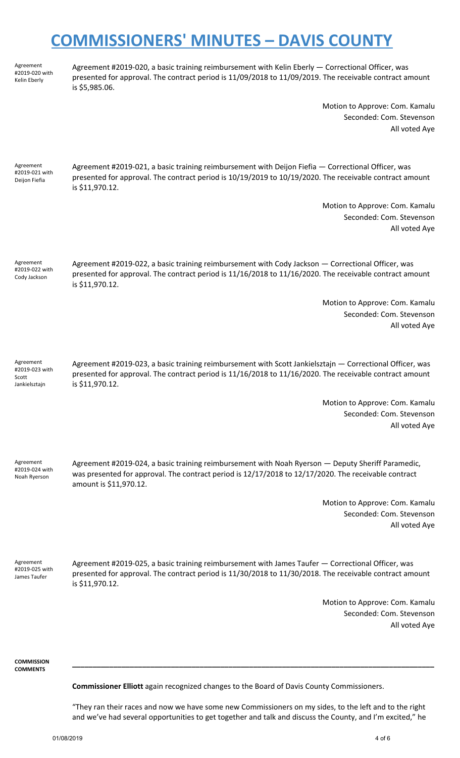# COMMISSIONERS' MINUTES – DAVIS COUNTY

Agreement #2019-020 with Kelin Eberly

Agreement #2019-020, a basic training reimbursement with Kelin Eberly — Correctional Officer, was presented for approval. The contract period is 11/09/2018 to 11/09/2019. The receivable contract amount is $5,985.06.

Motion to Approve: Com. Kamalu
Seconded: Com. Stevenson
All voted Aye

Agreement #2019-021 with Deijon Fiefia

Agreement #2019-021, a basic training reimbursement with Deijon Fiefia — Correctional Officer, was presented for approval. The contract period is 10/19/2019 to 10/19/2020. The receivable contract amount is $11,970.12.

Motion to Approve: Com. Kamalu
Seconded: Com. Stevenson
All voted Aye

Agreement #2019-022 with Cody Jackson

Agreement #2019-022, a basic training reimbursement with Cody Jackson — Correctional Officer, was presented for approval. The contract period is 11/16/2018 to 11/16/2020. The receivable contract amount is $11,970.12.

Motion to Approve: Com. Kamalu
Seconded: Com. Stevenson
All voted Aye

Agreement #2019-023 with Scott Jankielsztajn

Agreement #2019-023, a basic training reimbursement with Scott Jankielsztajn — Correctional Officer, was presented for approval. The contract period is 11/16/2018 to 11/16/2020. The receivable contract amount is $11,970.12.

Motion to Approve: Com. Kamalu
Seconded: Com. Stevenson
All voted Aye

Agreement #2019-024 with Noah Ryerson

Agreement #2019-024, a basic training reimbursement with Noah Ryerson — Deputy Sheriff Paramedic, was presented for approval. The contract period is 12/17/2018 to 12/17/2020. The receivable contract amount is $11,970.12.

Motion to Approve: Com. Kamalu
Seconded: Com. Stevenson
All voted Aye

Agreement #2019-025 with James Taufer

Agreement #2019-025, a basic training reimbursement with James Taufer — Correctional Officer, was presented for approval. The contract period is 11/30/2018 to 11/30/2018. The receivable contract amount is $11,970.12.

Motion to Approve: Com. Kamalu
Seconded: Com. Stevenson
All voted Aye

**COMMISSION COMMENTS**

---

**Commissioner Elliott** again recognized changes to the Board of Davis County Commissioners.

"They ran their races and now we have some new Commissioners on my sides, to the left and to the right and we've had several opportunities to get together and talk and discuss the County, and I'm excited," he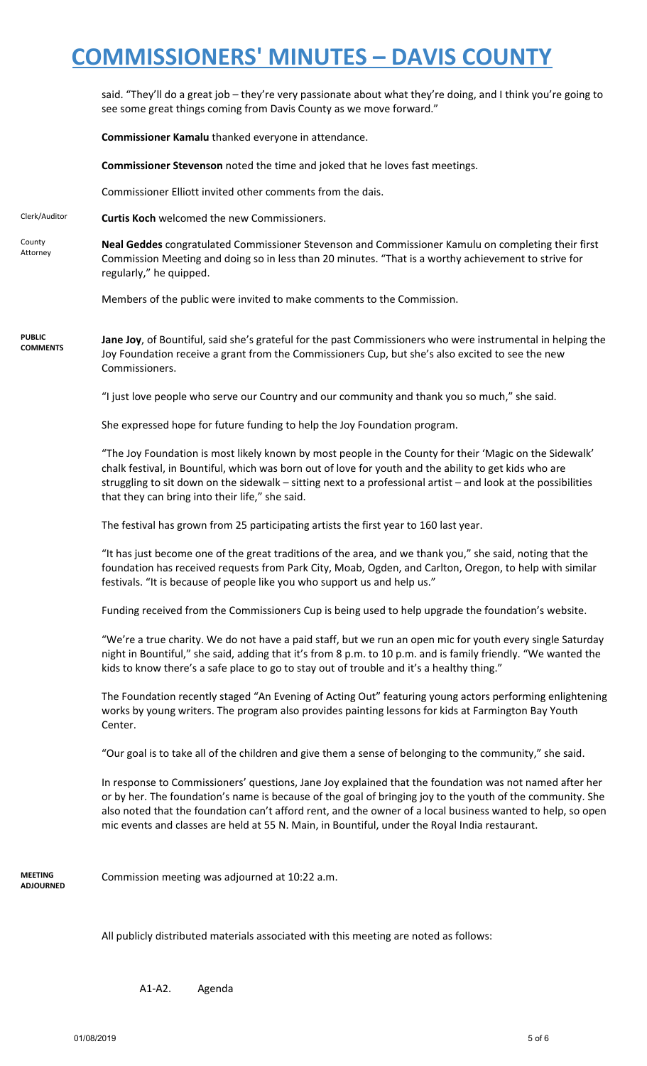said. "They'll do a great job – they're very passionate about what they're doing, and I think you're going to see some great things coming from Davis County as we move forward."

**Commissioner Kamalu** thanked everyone in attendance.

**Commissioner Stevenson** noted the time and joked that he loves fast meetings.

Commissioner Elliott invited other comments from the dais.

Clerk/Auditor **Curtis Koch** welcomed the new Commissioners.

County Attorney **Neal Geddes** congratulated Commissioner Stevenson and Commissioner Kamulu on completing their first Commission Meeting and doing so in less than 20 minutes. "That is a worthy achievement to strive for regularly," he quipped.

Members of the public were invited to make comments to the Commission.

**PUBLIC COMMENTS**

**Jane Joy**, of Bountiful, said she's grateful for the past Commissioners who were instrumental in helping the Joy Foundation receive a grant from the Commissioners Cup, but she's also excited to see the new Commissioners.

"I just love people who serve our Country and our community and thank you so much," she said.

She expressed hope for future funding to help the Joy Foundation program.

"The Joy Foundation is most likely known by most people in the County for their 'Magic on the Sidewalk' chalk festival, in Bountiful, which was born out of love for youth and the ability to get kids who are struggling to sit down on the sidewalk – sitting next to a professional artist – and look at the possibilities that they can bring into their life," she said.

The festival has grown from 25 participating artists the first year to 160 last year.

"It has just become one of the great traditions of the area, and we thank you," she said, noting that the foundation has received requests from Park City, Moab, Ogden, and Carlton, Oregon, to help with similar festivals. "It is because of people like you who support us and help us."

Funding received from the Commissioners Cup is being used to help upgrade the foundation's website.

"We're a true charity. We do not have a paid staff, but we run an open mic for youth every single Saturday night in Bountiful," she said, adding that it's from 8 p.m. to 10 p.m. and is family friendly. "We wanted the kids to know there's a safe place to go to stay out of trouble and it's a healthy thing."

The Foundation recently staged "An Evening of Acting Out" featuring young actors performing enlightening works by young writers. The program also provides painting lessons for kids at Farmington Bay Youth Center.

"Our goal is to take all of the children and give them a sense of belonging to the community," she said.

In response to Commissioners' questions, Jane Joy explained that the foundation was not named after her or by her. The foundation's name is because of the goal of bringing joy to the youth of the community. She also noted that the foundation can't afford rent, and the owner of a local business wanted to help, so open mic events and classes are held at 55 N. Main, in Bountiful, under the Royal India restaurant.

**MEETING ADJOURNED**

Commission meeting was adjourned at 10:22 a.m.

All publicly distributed materials associated with this meeting are noted as follows:

A1-A2. Agenda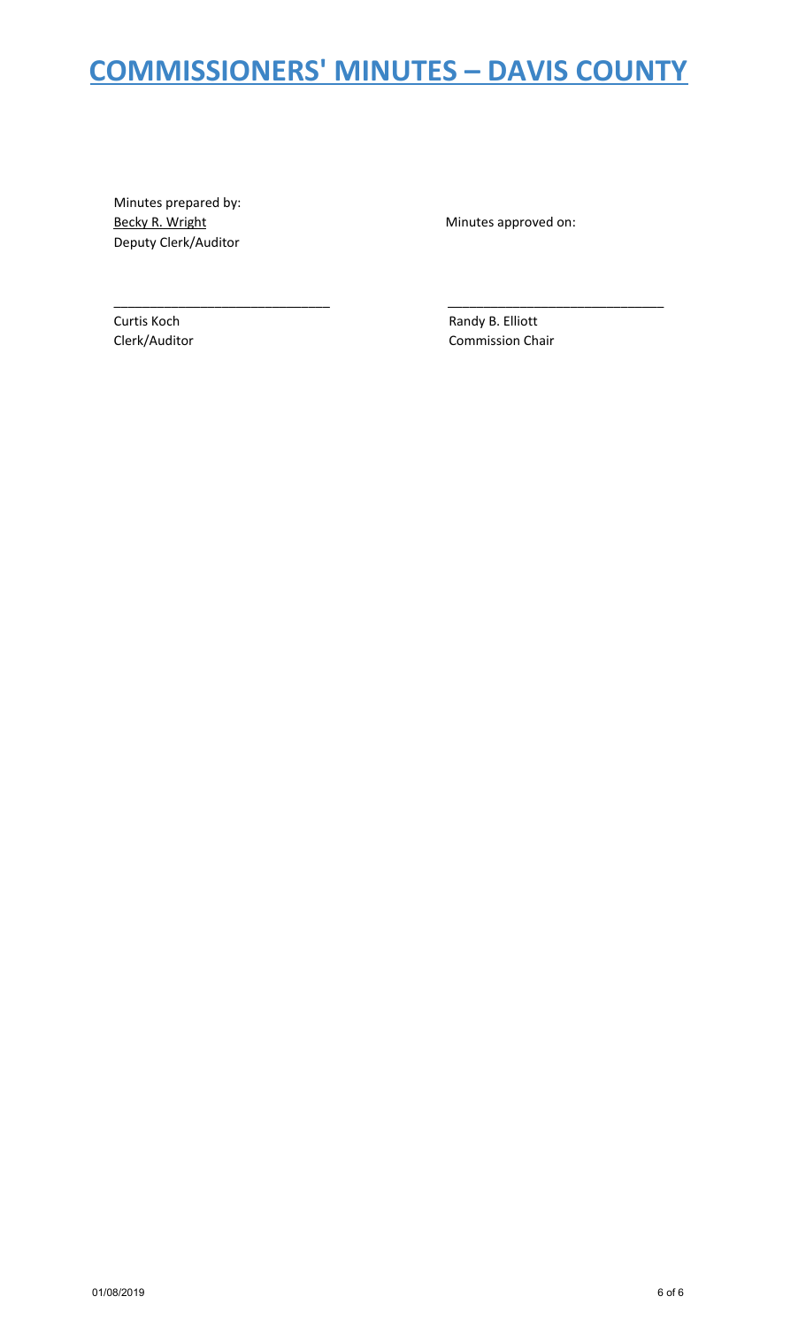Minutes prepared by:
Becky R. Wright
Deputy Clerk/Auditor

Minutes approved on:

_____________________________
Curtis Koch
Clerk/Auditor

_____________________________
Randy B. Elliott
Commission Chair